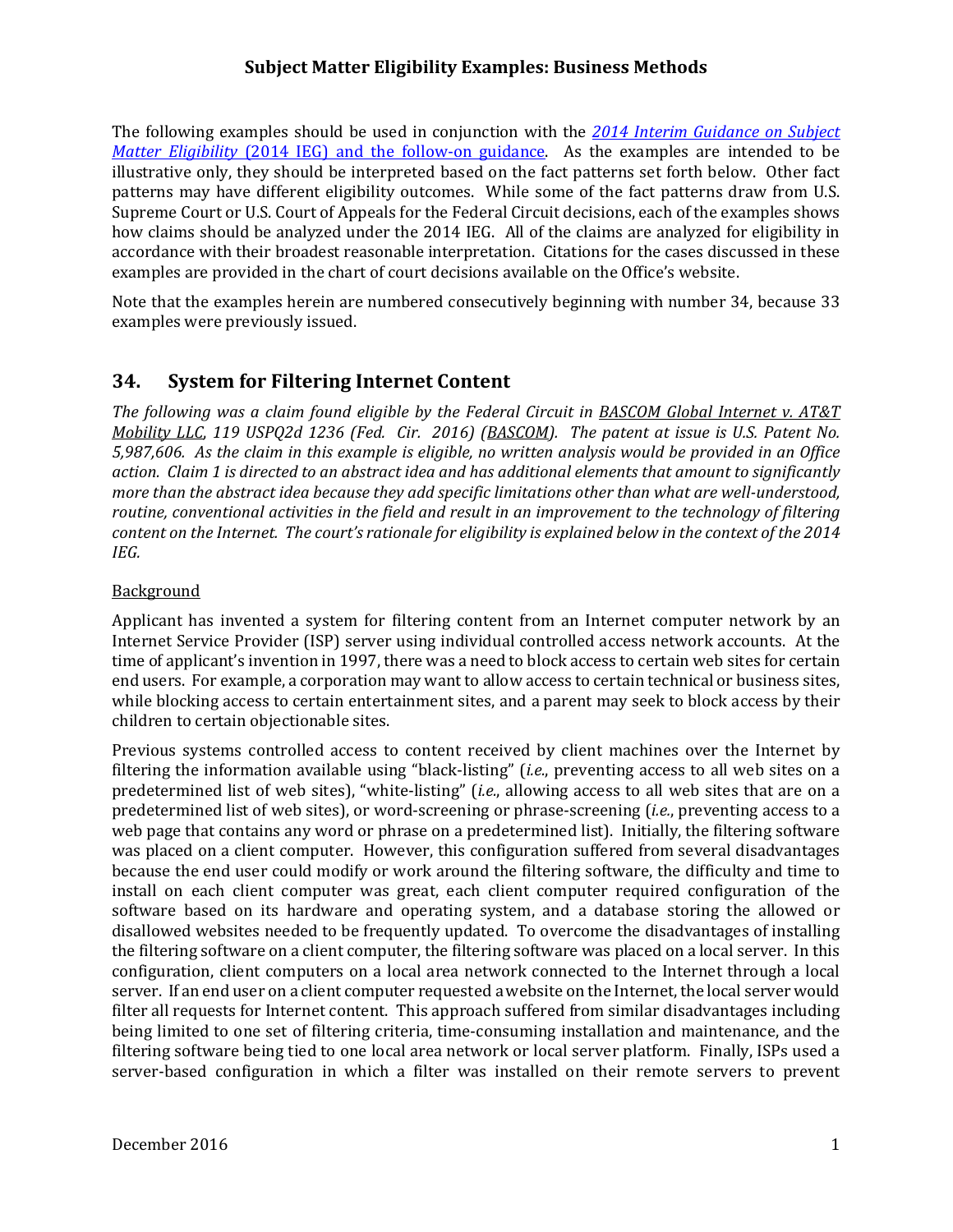# Subject Matter Eligibility Examples: Business Methods

The following examples should be used in conjunction with the *2014 Interim Guidance on Subject Matter Eligibility* (2014 IEG) and the follow-on guidance. As the examples are intended to be illustrative only, they should be interpreted based on the fact patterns set forth below. Other fact patterns may have different eligibility outcomes. While some of the fact patterns draw from U.S. Supreme Court or U.S. Court of Appeals for the Federal Circuit decisions, each of the examples shows how claims should be analyzed under the 2014 IEG. All of the claims are analyzed for eligibility in accordance with their broadest reasonable interpretation. Citations for the cases discussed in these examples are provided in the chart of court decisions available on the Office's website.

Note that the examples herein are numbered consecutively beginning with number 34, because 33 examples were previously issued.

## 34. System for Filtering Internet Content

*The following was a claim found eligible by the Federal Circuit in BASCOM Global Internet v. AT&T Mobility LLC, 119 USPQ2d 1236 (Fed. Cir. 2016) (BASCOM). The patent at issue is U.S. Patent No. 5,987,606. As the claim in this example is eligible, no written analysis would be provided in an Office action. Claim 1 is directed to an abstract idea and has additional elements that amount to significantly more than the abstract idea because they add specific limitations other than what are well-understood, routine, conventional activities in the field and result in an improvement to the technology of filtering content on the Internet. The court's rationale for eligibility is explained below in the context of the 2014 IEG.*

Background

Applicant has invented a system for filtering content from an Internet computer network by an Internet Service Provider (ISP) server using individual controlled access network accounts. At the time of applicant's invention in 1997, there was a need to block access to certain web sites for certain end users. For example, a corporation may want to allow access to certain technical or business sites, while blocking access to certain entertainment sites, and a parent may seek to block access by their children to certain objectionable sites.

Previous systems controlled access to content received by client machines over the Internet by filtering the information available using "black-listing" (*i.e.*, preventing access to all web sites on a predetermined list of web sites), "white-listing" (*i.e.*, allowing access to all web sites that are on a predetermined list of web sites), or word-screening or phrase-screening (*i.e.*, preventing access to a web page that contains any word or phrase on a predetermined list). Initially, the filtering software was placed on a client computer. However, this configuration suffered from several disadvantages because the end user could modify or work around the filtering software, the difficulty and time to install on each client computer was great, each client computer required configuration of the software based on its hardware and operating system, and a database storing the allowed or disallowed websites needed to be frequently updated. To overcome the disadvantages of installing the filtering software on a client computer, the filtering software was placed on a local server. In this configuration, client computers on a local area network connected to the Internet through a local server. If an end user on a client computer requested a website on the Internet, the local server would filter all requests for Internet content. This approach suffered from similar disadvantages including being limited to one set of filtering criteria, time-consuming installation and maintenance, and the filtering software being tied to one local area network or local server platform. Finally, ISPs used a server-based configuration in which a filter was installed on their remote servers to prevent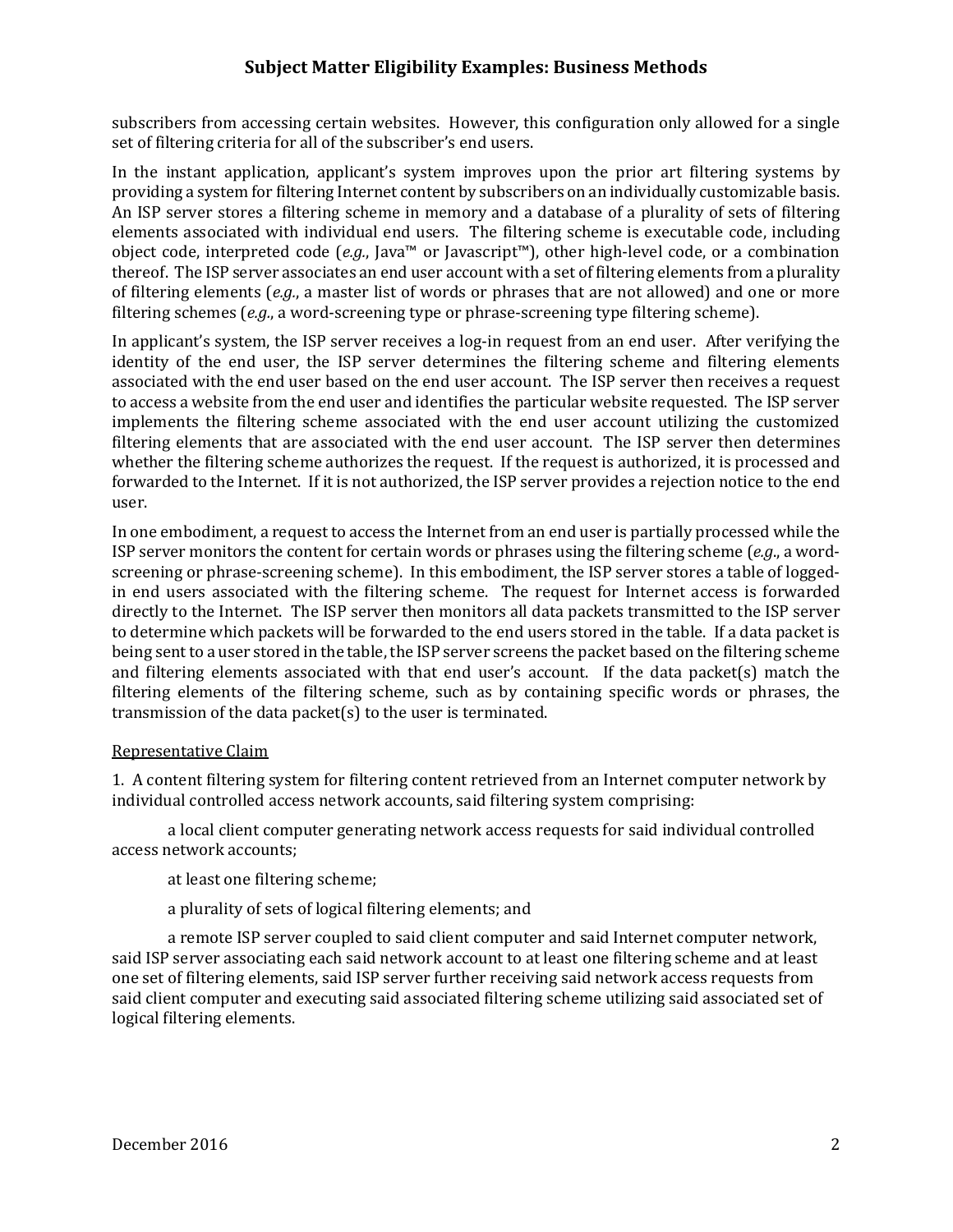subscribers from accessing certain websites. However, this configuration only allowed for a single set of filtering criteria for all of the subscriber's end users.

In the instant application, applicant's system improves upon the prior art filtering systems by providing a system for filtering Internet content by subscribers on an individually customizable basis. An ISP server stores a filtering scheme in memory and a database of a plurality of sets of filtering elements associated with individual end users. The filtering scheme is executable code, including object code, interpreted code (*e.g.*, Java™ or Javascript™), other high-level code, or a combination thereof. The ISP server associates an end user account with a set of filtering elements from a plurality of filtering elements (*e.g.*, a master list of words or phrases that are not allowed) and one or more filtering schemes (*e.g.*, a word-screening type or phrase-screening type filtering scheme).

In applicant's system, the ISP server receives a log-in request from an end user. After verifying the identity of the end user, the ISP server determines the filtering scheme and filtering elements associated with the end user based on the end user account. The ISP server then receives a request to access a website from the end user and identifies the particular website requested. The ISP server implements the filtering scheme associated with the end user account utilizing the customized filtering elements that are associated with the end user account. The ISP server then determines whether the filtering scheme authorizes the request. If the request is authorized, it is processed and forwarded to the Internet. If it is not authorized, the ISP server provides a rejection notice to the end user.

In one embodiment, a request to access the Internet from an end user is partially processed while the ISP server monitors the content for certain words or phrases using the filtering scheme (*e.g.*, a word-screening or phrase-screening scheme). In this embodiment, the ISP server stores a table of logged-in end users associated with the filtering scheme. The request for Internet access is forwarded directly to the Internet. The ISP server then monitors all data packets transmitted to the ISP server to determine which packets will be forwarded to the end users stored in the table. If a data packet is being sent to a user stored in the table, the ISP server screens the packet based on the filtering scheme and filtering elements associated with that end user's account. If the data packet(s) match the filtering elements of the filtering scheme, such as by containing specific words or phrases, the transmission of the data packet(s) to the user is terminated.

<u>Representative Claim</u>

1. A content filtering system for filtering content retrieved from an Internet computer network by individual controlled access network accounts, said filtering system comprising:

a local client computer generating network access requests for said individual controlled access network accounts;

at least one filtering scheme;

a plurality of sets of logical filtering elements; and

a remote ISP server coupled to said client computer and said Internet computer network, said ISP server associating each said network account to at least one filtering scheme and at least one set of filtering elements, said ISP server further receiving said network access requests from said client computer and executing said associated filtering scheme utilizing said associated set of logical filtering elements.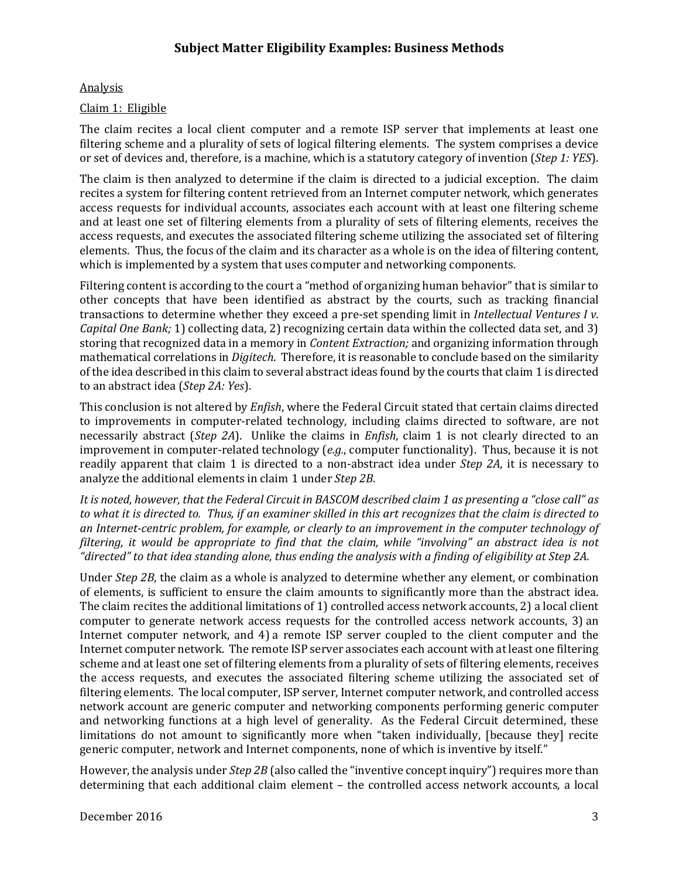Analysis

Claim 1: Eligible

The claim recites a local client computer and a remote ISP server that implements at least one filtering scheme and a plurality of sets of logical filtering elements. The system comprises a device or set of devices and, therefore, is a machine, which is a statutory category of invention (*Step 1: YES*).

The claim is then analyzed to determine if the claim is directed to a judicial exception. The claim recites a system for filtering content retrieved from an Internet computer network, which generates access requests for individual accounts, associates each account with at least one filtering scheme and at least one set of filtering elements from a plurality of sets of filtering elements, receives the access requests, and executes the associated filtering scheme utilizing the associated set of filtering elements. Thus, the focus of the claim and its character as a whole is on the idea of filtering content, which is implemented by a system that uses computer and networking components.

Filtering content is according to the court a "method of organizing human behavior" that is similar to other concepts that have been identified as abstract by the courts, such as tracking financial transactions to determine whether they exceed a pre-set spending limit in *Intellectual Ventures I v. Capital One Bank;* 1) collecting data, 2) recognizing certain data within the collected data set, and 3) storing that recognized data in a memory in *Content Extraction;* and organizing information through mathematical correlations in *Digitech*. Therefore, it is reasonable to conclude based on the similarity of the idea described in this claim to several abstract ideas found by the courts that claim 1 is directed to an abstract idea (*Step 2A: Yes*).

This conclusion is not altered by *Enfish*, where the Federal Circuit stated that certain claims directed to improvements in computer-related technology, including claims directed to software, are not necessarily abstract (*Step 2A*). Unlike the claims in *Enfish*, claim 1 is not clearly directed to an improvement in computer-related technology (*e.g.*, computer functionality). Thus, because it is not readily apparent that claim 1 is directed to a non-abstract idea under *Step 2A*, it is necessary to analyze the additional elements in claim 1 under *Step 2B*.

*It is noted, however, that the Federal Circuit in BASCOM described claim 1 as presenting a "close call" as to what it is directed to. Thus, if an examiner skilled in this art recognizes that the claim is directed to an Internet-centric problem, for example, or clearly to an improvement in the computer technology of filtering, it would be appropriate to find that the claim, while "involving" an abstract idea is not "directed" to that idea standing alone, thus ending the analysis with a finding of eligibility at Step 2A.*

Under *Step 2B*, the claim as a whole is analyzed to determine whether any element, or combination of elements, is sufficient to ensure the claim amounts to significantly more than the abstract idea. The claim recites the additional limitations of 1) controlled access network accounts, 2) a local client computer to generate network access requests for the controlled access network accounts, 3) an Internet computer network, and 4) a remote ISP server coupled to the client computer and the Internet computer network. The remote ISP server associates each account with at least one filtering scheme and at least one set of filtering elements from a plurality of sets of filtering elements, receives the access requests, and executes the associated filtering scheme utilizing the associated set of filtering elements. The local computer, ISP server, Internet computer network, and controlled access network account are generic computer and networking components performing generic computer and networking functions at a high level of generality. As the Federal Circuit determined, these limitations do not amount to significantly more when "taken individually, [because they] recite generic computer, network and Internet components, none of which is inventive by itself."

However, the analysis under *Step 2B* (also called the "inventive concept inquiry") requires more than determining that each additional claim element – the controlled access network accounts, a local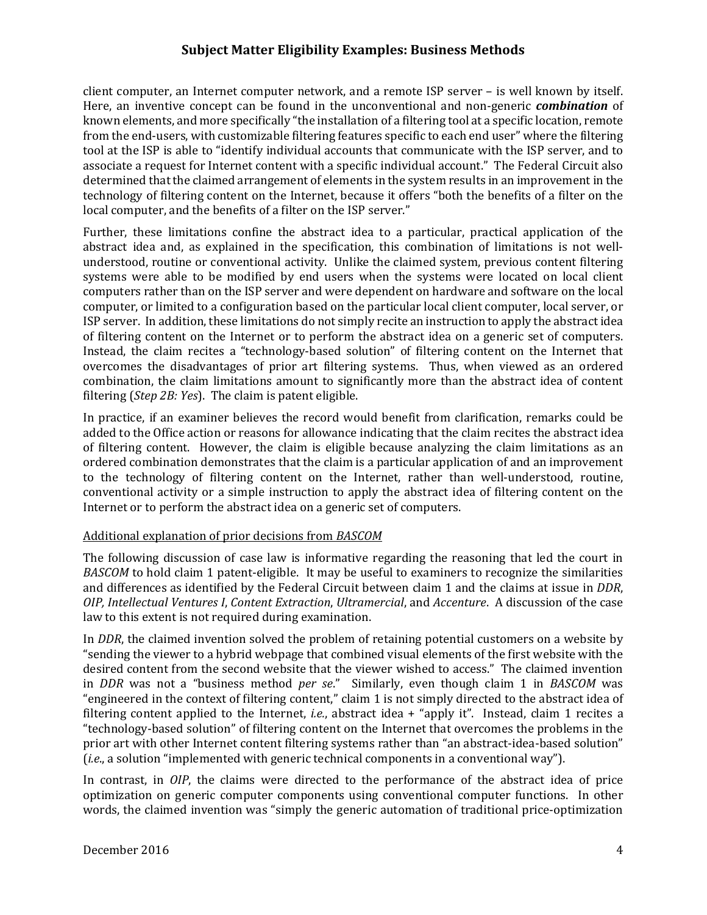client computer, an Internet computer network, and a remote ISP server – is well known by itself. Here, an inventive concept can be found in the unconventional and non-generic ***combination*** of known elements, and more specifically "the installation of a filtering tool at a specific location, remote from the end-users, with customizable filtering features specific to each end user" where the filtering tool at the ISP is able to "identify individual accounts that communicate with the ISP server, and to associate a request for Internet content with a specific individual account." The Federal Circuit also determined that the claimed arrangement of elements in the system results in an improvement in the technology of filtering content on the Internet, because it offers "both the benefits of a filter on the local computer, and the benefits of a filter on the ISP server."

Further, these limitations confine the abstract idea to a particular, practical application of the abstract idea and, as explained in the specification, this combination of limitations is not well-understood, routine or conventional activity. Unlike the claimed system, previous content filtering systems were able to be modified by end users when the systems were located on local client computers rather than on the ISP server and were dependent on hardware and software on the local computer, or limited to a configuration based on the particular local client computer, local server, or ISP server. In addition, these limitations do not simply recite an instruction to apply the abstract idea of filtering content on the Internet or to perform the abstract idea on a generic set of computers. Instead, the claim recites a "technology-based solution" of filtering content on the Internet that overcomes the disadvantages of prior art filtering systems. Thus, when viewed as an ordered combination, the claim limitations amount to significantly more than the abstract idea of content filtering (*Step 2B: Yes*). The claim is patent eligible.

In practice, if an examiner believes the record would benefit from clarification, remarks could be added to the Office action or reasons for allowance indicating that the claim recites the abstract idea of filtering content. However, the claim is eligible because analyzing the claim limitations as an ordered combination demonstrates that the claim is a particular application of and an improvement to the technology of filtering content on the Internet, rather than well-understood, routine, conventional activity or a simple instruction to apply the abstract idea of filtering content on the Internet or to perform the abstract idea on a generic set of computers.

Additional explanation of prior decisions from *BASCOM*

The following discussion of case law is informative regarding the reasoning that led the court in *BASCOM* to hold claim 1 patent-eligible. It may be useful to examiners to recognize the similarities and differences as identified by the Federal Circuit between claim 1 and the claims at issue in *DDR*, *OIP, Intellectual Ventures I*, *Content Extraction*, *Ultramercial*, and *Accenture*. A discussion of the case law to this extent is not required during examination.

In *DDR*, the claimed invention solved the problem of retaining potential customers on a website by "sending the viewer to a hybrid webpage that combined visual elements of the first website with the desired content from the second website that the viewer wished to access." The claimed invention in *DDR* was not a "business method *per se*." Similarly, even though claim 1 in *BASCOM* was "engineered in the context of filtering content," claim 1 is not simply directed to the abstract idea of filtering content applied to the Internet, *i.e.*, abstract idea + "apply it". Instead, claim 1 recites a "technology-based solution" of filtering content on the Internet that overcomes the problems in the prior art with other Internet content filtering systems rather than "an abstract-idea-based solution" (*i.e.*, a solution "implemented with generic technical components in a conventional way").

In contrast, in *OIP*, the claims were directed to the performance of the abstract idea of price optimization on generic computer components using conventional computer functions. In other words, the claimed invention was "simply the generic automation of traditional price-optimization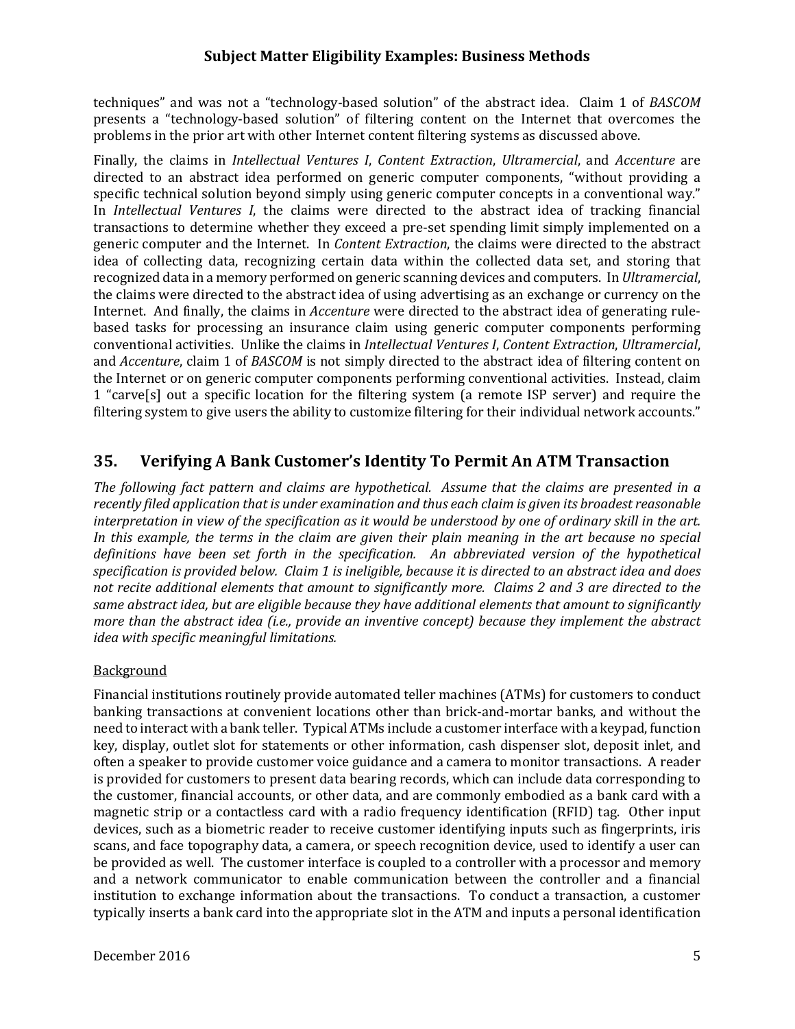techniques" and was not a "technology-based solution" of the abstract idea. Claim 1 of *BASCOM* presents a "technology-based solution" of filtering content on the Internet that overcomes the problems in the prior art with other Internet content filtering systems as discussed above.

Finally, the claims in *Intellectual Ventures I*, *Content Extraction*, *Ultramercial*, and *Accenture* are directed to an abstract idea performed on generic computer components, "without providing a specific technical solution beyond simply using generic computer concepts in a conventional way." In *Intellectual Ventures I*, the claims were directed to the abstract idea of tracking financial transactions to determine whether they exceed a pre-set spending limit simply implemented on a generic computer and the Internet. In *Content Extraction*, the claims were directed to the abstract idea of collecting data, recognizing certain data within the collected data set, and storing that recognized data in a memory performed on generic scanning devices and computers. In *Ultramercial*, the claims were directed to the abstract idea of using advertising as an exchange or currency on the Internet. And finally, the claims in *Accenture* were directed to the abstract idea of generating rule-based tasks for processing an insurance claim using generic computer components performing conventional activities. Unlike the claims in *Intellectual Ventures I*, *Content Extraction*, *Ultramercial*, and *Accenture*, claim 1 of *BASCOM* is not simply directed to the abstract idea of filtering content on the Internet or on generic computer components performing conventional activities. Instead, claim 1 "carve[s] out a specific location for the filtering system (a remote ISP server) and require the filtering system to give users the ability to customize filtering for their individual network accounts."

## 35. Verifying A Bank Customer's Identity To Permit An ATM Transaction

*The following fact pattern and claims are hypothetical. Assume that the claims are presented in a recently filed application that is under examination and thus each claim is given its broadest reasonable interpretation in view of the specification as it would be understood by one of ordinary skill in the art. In this example, the terms in the claim are given their plain meaning in the art because no special definitions have been set forth in the specification. An abbreviated version of the hypothetical specification is provided below. Claim 1 is ineligible, because it is directed to an abstract idea and does not recite additional elements that amount to significantly more. Claims 2 and 3 are directed to the same abstract idea, but are eligible because they have additional elements that amount to significantly more than the abstract idea (i.e., provide an inventive concept) because they implement the abstract idea with specific meaningful limitations.*

<u>Background</u>

Financial institutions routinely provide automated teller machines (ATMs) for customers to conduct banking transactions at convenient locations other than brick-and-mortar banks, and without the need to interact with a bank teller. Typical ATMs include a customer interface with a keypad, function key, display, outlet slot for statements or other information, cash dispenser slot, deposit inlet, and often a speaker to provide customer voice guidance and a camera to monitor transactions. A reader is provided for customers to present data bearing records, which can include data corresponding to the customer, financial accounts, or other data, and are commonly embodied as a bank card with a magnetic strip or a contactless card with a radio frequency identification (RFID) tag. Other input devices, such as a biometric reader to receive customer identifying inputs such as fingerprints, iris scans, and face topography data, a camera, or speech recognition device, used to identify a user can be provided as well. The customer interface is coupled to a controller with a processor and memory and a network communicator to enable communication between the controller and a financial institution to exchange information about the transactions. To conduct a transaction, a customer typically inserts a bank card into the appropriate slot in the ATM and inputs a personal identification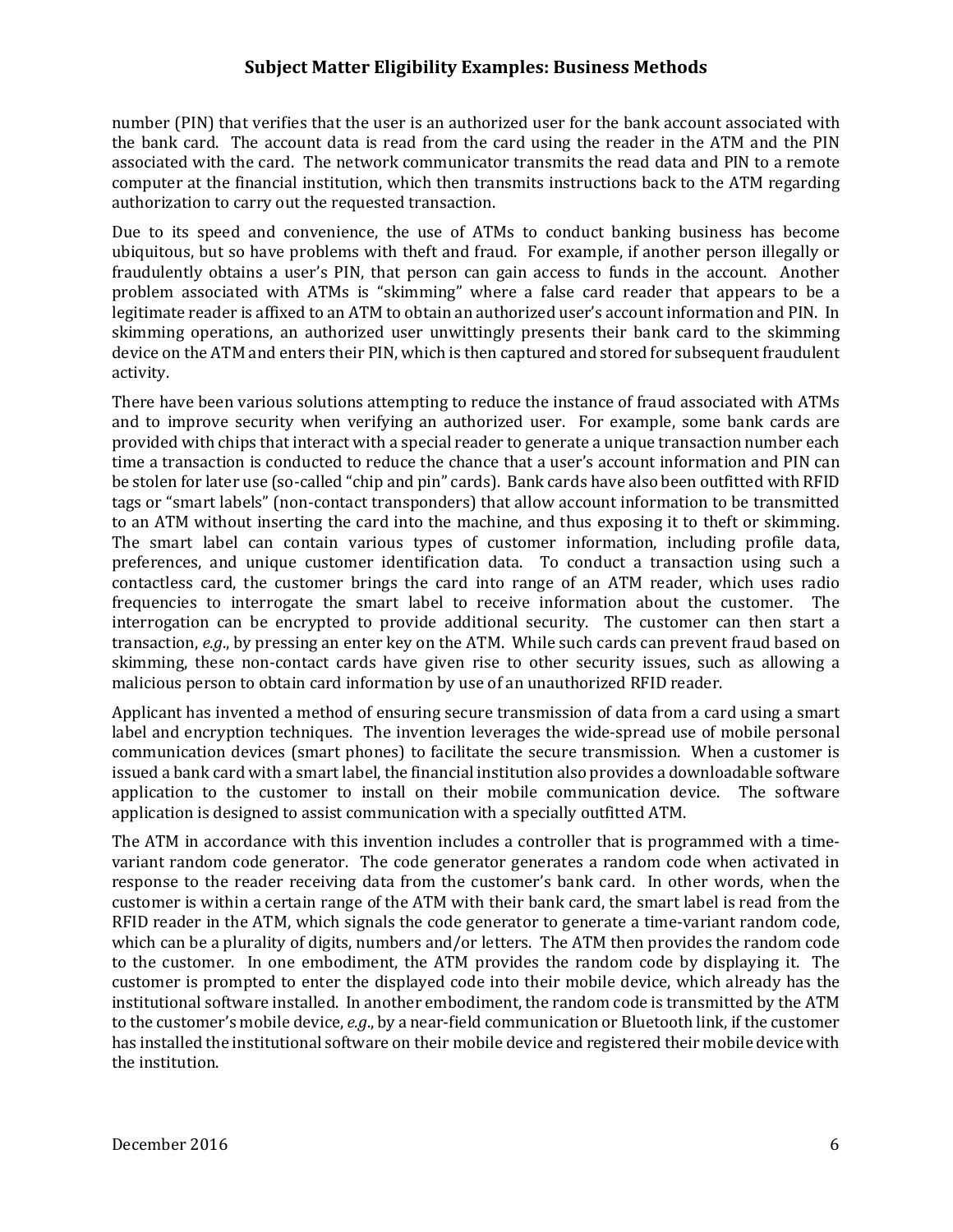number (PIN) that verifies that the user is an authorized user for the bank account associated with the bank card. The account data is read from the card using the reader in the ATM and the PIN associated with the card. The network communicator transmits the read data and PIN to a remote computer at the financial institution, which then transmits instructions back to the ATM regarding authorization to carry out the requested transaction.

Due to its speed and convenience, the use of ATMs to conduct banking business has become ubiquitous, but so have problems with theft and fraud. For example, if another person illegally or fraudulently obtains a user's PIN, that person can gain access to funds in the account. Another problem associated with ATMs is "skimming" where a false card reader that appears to be a legitimate reader is affixed to an ATM to obtain an authorized user's account information and PIN. In skimming operations, an authorized user unwittingly presents their bank card to the skimming device on the ATM and enters their PIN, which is then captured and stored for subsequent fraudulent activity.

There have been various solutions attempting to reduce the instance of fraud associated with ATMs and to improve security when verifying an authorized user. For example, some bank cards are provided with chips that interact with a special reader to generate a unique transaction number each time a transaction is conducted to reduce the chance that a user's account information and PIN can be stolen for later use (so-called "chip and pin" cards). Bank cards have also been outfitted with RFID tags or "smart labels" (non-contact transponders) that allow account information to be transmitted to an ATM without inserting the card into the machine, and thus exposing it to theft or skimming. The smart label can contain various types of customer information, including profile data, preferences, and unique customer identification data. To conduct a transaction using such a contactless card, the customer brings the card into range of an ATM reader, which uses radio frequencies to interrogate the smart label to receive information about the customer. The interrogation can be encrypted to provide additional security. The customer can then start a transaction, *e.g.*, by pressing an enter key on the ATM. While such cards can prevent fraud based on skimming, these non-contact cards have given rise to other security issues, such as allowing a malicious person to obtain card information by use of an unauthorized RFID reader.

Applicant has invented a method of ensuring secure transmission of data from a card using a smart label and encryption techniques. The invention leverages the wide-spread use of mobile personal communication devices (smart phones) to facilitate the secure transmission. When a customer is issued a bank card with a smart label, the financial institution also provides a downloadable software application to the customer to install on their mobile communication device. The software application is designed to assist communication with a specially outfitted ATM.

The ATM in accordance with this invention includes a controller that is programmed with a time-variant random code generator. The code generator generates a random code when activated in response to the reader receiving data from the customer's bank card. In other words, when the customer is within a certain range of the ATM with their bank card, the smart label is read from the RFID reader in the ATM, which signals the code generator to generate a time-variant random code, which can be a plurality of digits, numbers and/or letters. The ATM then provides the random code to the customer. In one embodiment, the ATM provides the random code by displaying it. The customer is prompted to enter the displayed code into their mobile device, which already has the institutional software installed. In another embodiment, the random code is transmitted by the ATM to the customer's mobile device, *e.g.*, by a near-field communication or Bluetooth link, if the customer has installed the institutional software on their mobile device and registered their mobile device with the institution.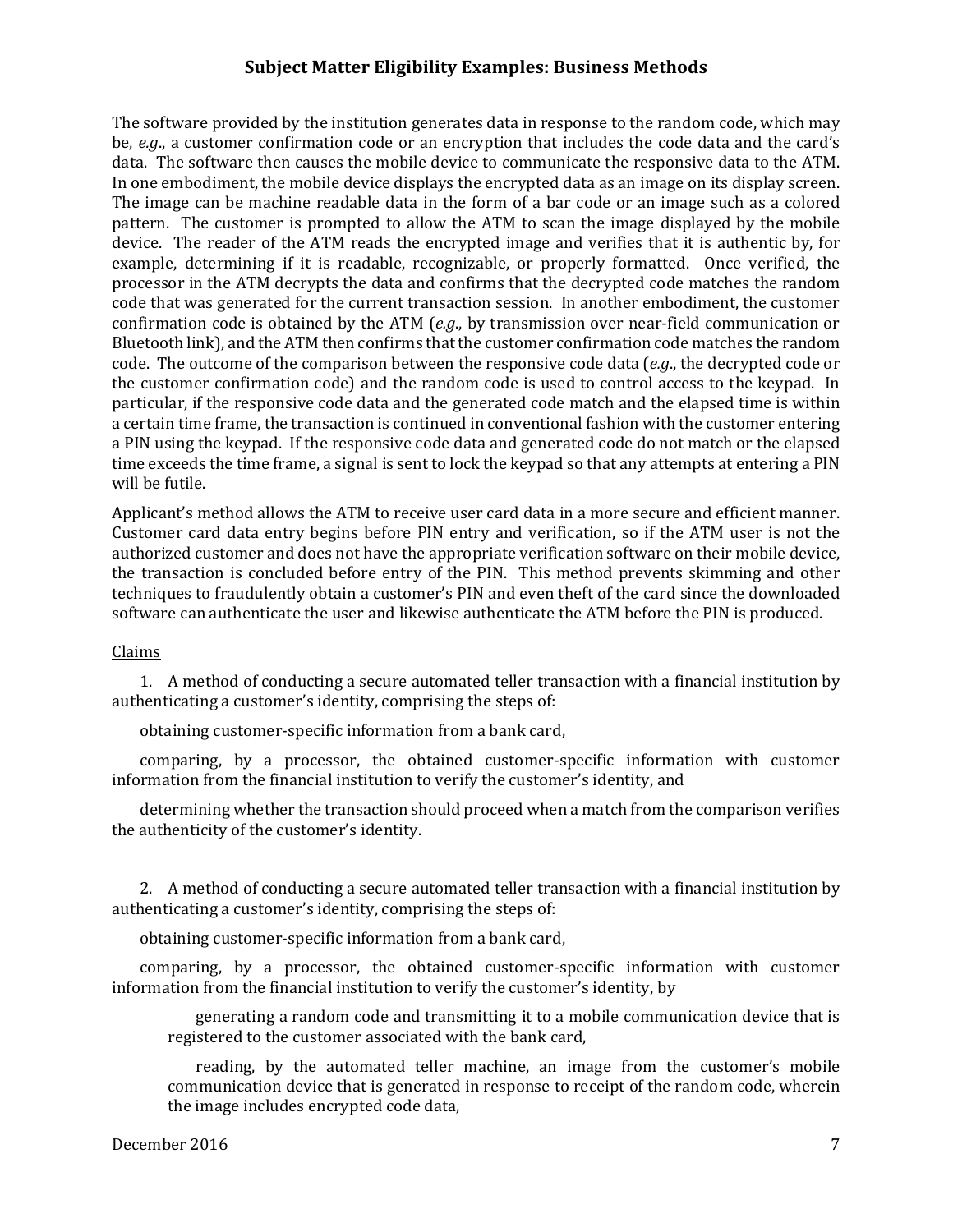The software provided by the institution generates data in response to the random code, which may be, *e.g*., a customer confirmation code or an encryption that includes the code data and the card's data. The software then causes the mobile device to communicate the responsive data to the ATM. In one embodiment, the mobile device displays the encrypted data as an image on its display screen. The image can be machine readable data in the form of a bar code or an image such as a colored pattern. The customer is prompted to allow the ATM to scan the image displayed by the mobile device. The reader of the ATM reads the encrypted image and verifies that it is authentic by, for example, determining if it is readable, recognizable, or properly formatted. Once verified, the processor in the ATM decrypts the data and confirms that the decrypted code matches the random code that was generated for the current transaction session. In another embodiment, the customer confirmation code is obtained by the ATM (*e.g*., by transmission over near-field communication or Bluetooth link), and the ATM then confirms that the customer confirmation code matches the random code. The outcome of the comparison between the responsive code data (*e.g*., the decrypted code or the customer confirmation code) and the random code is used to control access to the keypad. In particular, if the responsive code data and the generated code match and the elapsed time is within a certain time frame, the transaction is continued in conventional fashion with the customer entering a PIN using the keypad. If the responsive code data and generated code do not match or the elapsed time exceeds the time frame, a signal is sent to lock the keypad so that any attempts at entering a PIN will be futile.

Applicant's method allows the ATM to receive user card data in a more secure and efficient manner. Customer card data entry begins before PIN entry and verification, so if the ATM user is not the authorized customer and does not have the appropriate verification software on their mobile device, the transaction is concluded before entry of the PIN. This method prevents skimming and other techniques to fraudulently obtain a customer's PIN and even theft of the card since the downloaded software can authenticate the user and likewise authenticate the ATM before the PIN is produced.

<u>Claims</u>

1. A method of conducting a secure automated teller transaction with a financial institution by authenticating a customer's identity, comprising the steps of:

obtaining customer-specific information from a bank card,

comparing, by a processor, the obtained customer-specific information with customer information from the financial institution to verify the customer's identity, and

determining whether the transaction should proceed when a match from the comparison verifies the authenticity of the customer's identity.

2. A method of conducting a secure automated teller transaction with a financial institution by authenticating a customer's identity, comprising the steps of:

obtaining customer-specific information from a bank card,

comparing, by a processor, the obtained customer-specific information with customer information from the financial institution to verify the customer's identity, by

> generating a random code and transmitting it to a mobile communication device that is registered to the customer associated with the bank card,
>
> reading, by the automated teller machine, an image from the customer's mobile communication device that is generated in response to receipt of the random code, wherein the image includes encrypted code data,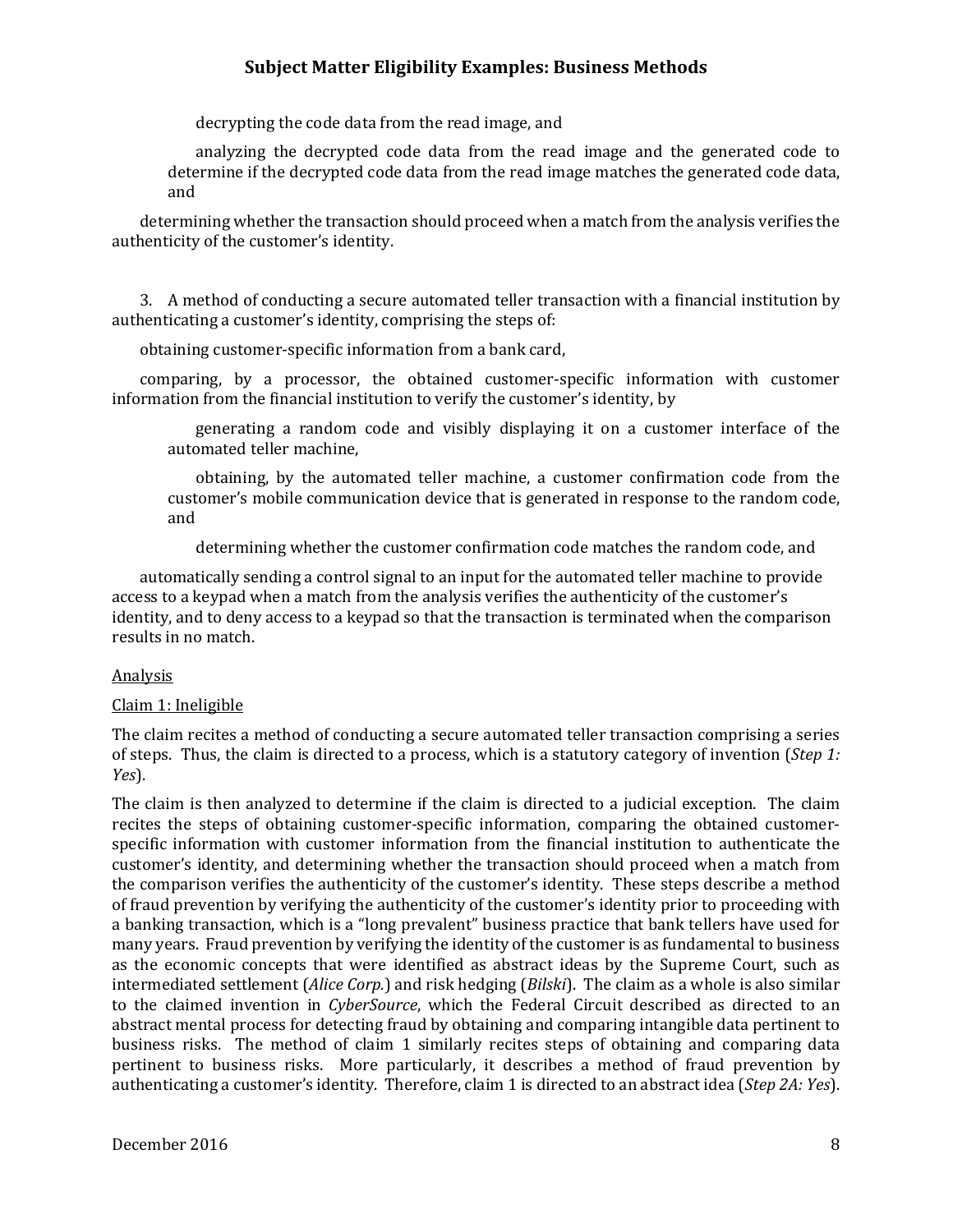decrypting the code data from the read image, and

analyzing the decrypted code data from the read image and the generated code to determine if the decrypted code data from the read image matches the generated code data, and

determining whether the transaction should proceed when a match from the analysis verifies the authenticity of the customer's identity.

3. A method of conducting a secure automated teller transaction with a financial institution by authenticating a customer's identity, comprising the steps of:

obtaining customer-specific information from a bank card,

comparing, by a processor, the obtained customer-specific information with customer information from the financial institution to verify the customer's identity, by

generating a random code and visibly displaying it on a customer interface of the automated teller machine,

obtaining, by the automated teller machine, a customer confirmation code from the customer's mobile communication device that is generated in response to the random code, and

determining whether the customer confirmation code matches the random code, and

automatically sending a control signal to an input for the automated teller machine to provide access to a keypad when a match from the analysis verifies the authenticity of the customer's identity, and to deny access to a keypad so that the transaction is terminated when the comparison results in no match.

Analysis

Claim 1: Ineligible

The claim recites a method of conducting a secure automated teller transaction comprising a series of steps. Thus, the claim is directed to a process, which is a statutory category of invention (*Step 1: Yes*).

The claim is then analyzed to determine if the claim is directed to a judicial exception. The claim recites the steps of obtaining customer-specific information, comparing the obtained customer-specific information with customer information from the financial institution to authenticate the customer's identity, and determining whether the transaction should proceed when a match from the comparison verifies the authenticity of the customer's identity. These steps describe a method of fraud prevention by verifying the authenticity of the customer's identity prior to proceeding with a banking transaction, which is a "long prevalent" business practice that bank tellers have used for many years. Fraud prevention by verifying the identity of the customer is as fundamental to business as the economic concepts that were identified as abstract ideas by the Supreme Court, such as intermediated settlement (*Alice Corp.*) and risk hedging (*Bilski*). The claim as a whole is also similar to the claimed invention in *CyberSource*, which the Federal Circuit described as directed to an abstract mental process for detecting fraud by obtaining and comparing intangible data pertinent to business risks. The method of claim 1 similarly recites steps of obtaining and comparing data pertinent to business risks. More particularly, it describes a method of fraud prevention by authenticating a customer's identity. Therefore, claim 1 is directed to an abstract idea (*Step 2A: Yes*).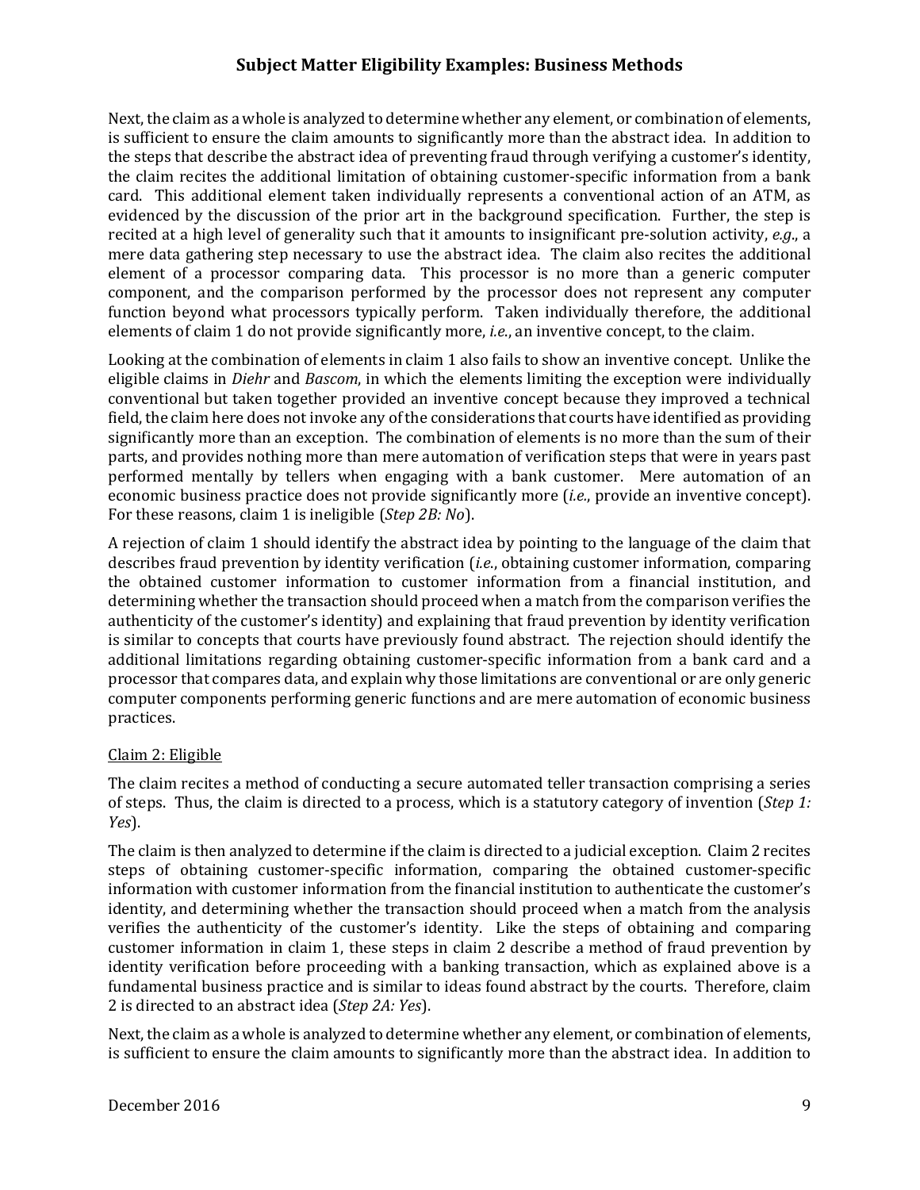Next, the claim as a whole is analyzed to determine whether any element, or combination of elements, is sufficient to ensure the claim amounts to significantly more than the abstract idea. In addition to the steps that describe the abstract idea of preventing fraud through verifying a customer's identity, the claim recites the additional limitation of obtaining customer-specific information from a bank card. This additional element taken individually represents a conventional action of an ATM, as evidenced by the discussion of the prior art in the background specification. Further, the step is recited at a high level of generality such that it amounts to insignificant pre-solution activity, *e.g.*, a mere data gathering step necessary to use the abstract idea. The claim also recites the additional element of a processor comparing data. This processor is no more than a generic computer component, and the comparison performed by the processor does not represent any computer function beyond what processors typically perform. Taken individually therefore, the additional elements of claim 1 do not provide significantly more, *i.e.*, an inventive concept, to the claim.

Looking at the combination of elements in claim 1 also fails to show an inventive concept. Unlike the eligible claims in *Diehr* and *Bascom*, in which the elements limiting the exception were individually conventional but taken together provided an inventive concept because they improved a technical field, the claim here does not invoke any of the considerations that courts have identified as providing significantly more than an exception. The combination of elements is no more than the sum of their parts, and provides nothing more than mere automation of verification steps that were in years past performed mentally by tellers when engaging with a bank customer. Mere automation of an economic business practice does not provide significantly more (*i.e.*, provide an inventive concept). For these reasons, claim 1 is ineligible (*Step 2B: No*).

A rejection of claim 1 should identify the abstract idea by pointing to the language of the claim that describes fraud prevention by identity verification (*i.e.*, obtaining customer information, comparing the obtained customer information to customer information from a financial institution, and determining whether the transaction should proceed when a match from the comparison verifies the authenticity of the customer's identity) and explaining that fraud prevention by identity verification is similar to concepts that courts have previously found abstract. The rejection should identify the additional limitations regarding obtaining customer-specific information from a bank card and a processor that compares data, and explain why those limitations are conventional or are only generic computer components performing generic functions and are mere automation of economic business practices.

<u>Claim 2: Eligible</u>

The claim recites a method of conducting a secure automated teller transaction comprising a series of steps. Thus, the claim is directed to a process, which is a statutory category of invention (*Step 1: Yes*).

The claim is then analyzed to determine if the claim is directed to a judicial exception. Claim 2 recites steps of obtaining customer-specific information, comparing the obtained customer-specific information with customer information from the financial institution to authenticate the customer's identity, and determining whether the transaction should proceed when a match from the analysis verifies the authenticity of the customer's identity. Like the steps of obtaining and comparing customer information in claim 1, these steps in claim 2 describe a method of fraud prevention by identity verification before proceeding with a banking transaction, which as explained above is a fundamental business practice and is similar to ideas found abstract by the courts. Therefore, claim 2 is directed to an abstract idea (*Step 2A: Yes*).

Next, the claim as a whole is analyzed to determine whether any element, or combination of elements, is sufficient to ensure the claim amounts to significantly more than the abstract idea. In addition to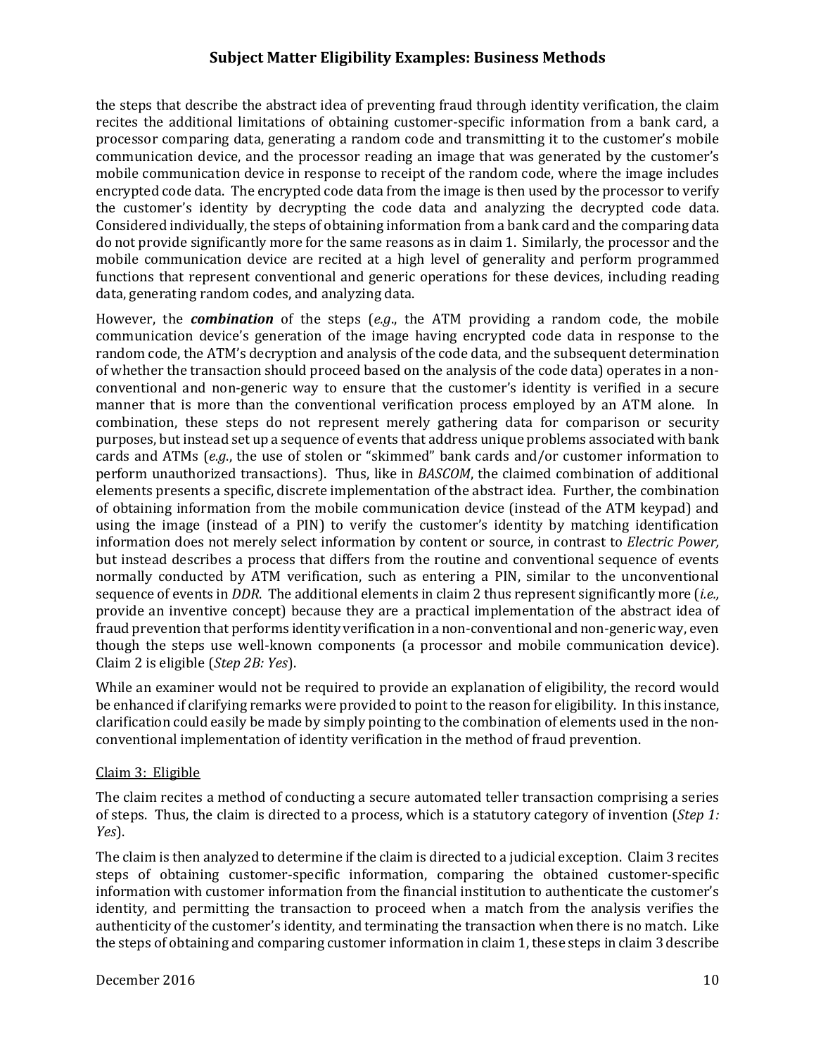the steps that describe the abstract idea of preventing fraud through identity verification, the claim recites the additional limitations of obtaining customer-specific information from a bank card, a processor comparing data, generating a random code and transmitting it to the customer's mobile communication device, and the processor reading an image that was generated by the customer's mobile communication device in response to receipt of the random code, where the image includes encrypted code data. The encrypted code data from the image is then used by the processor to verify the customer's identity by decrypting the code data and analyzing the decrypted code data. Considered individually, the steps of obtaining information from a bank card and the comparing data do not provide significantly more for the same reasons as in claim 1. Similarly, the processor and the mobile communication device are recited at a high level of generality and perform programmed functions that represent conventional and generic operations for these devices, including reading data, generating random codes, and analyzing data.

However, the ***combination*** of the steps (*e.g.*, the ATM providing a random code, the mobile communication device's generation of the image having encrypted code data in response to the random code, the ATM's decryption and analysis of the code data, and the subsequent determination of whether the transaction should proceed based on the analysis of the code data) operates in a non-conventional and non-generic way to ensure that the customer's identity is verified in a secure manner that is more than the conventional verification process employed by an ATM alone. In combination, these steps do not represent merely gathering data for comparison or security purposes, but instead set up a sequence of events that address unique problems associated with bank cards and ATMs (*e.g.*, the use of stolen or "skimmed" bank cards and/or customer information to perform unauthorized transactions). Thus, like in *BASCOM*, the claimed combination of additional elements presents a specific, discrete implementation of the abstract idea. Further, the combination of obtaining information from the mobile communication device (instead of the ATM keypad) and using the image (instead of a PIN) to verify the customer's identity by matching identification information does not merely select information by content or source, in contrast to *Electric Power,* but instead describes a process that differs from the routine and conventional sequence of events normally conducted by ATM verification, such as entering a PIN, similar to the unconventional sequence of events in *DDR*. The additional elements in claim 2 thus represent significantly more (*i.e.,* provide an inventive concept) because they are a practical implementation of the abstract idea of fraud prevention that performs identity verification in a non-conventional and non-generic way, even though the steps use well-known components (a processor and mobile communication device). Claim 2 is eligible (*Step 2B: Yes*).

While an examiner would not be required to provide an explanation of eligibility, the record would be enhanced if clarifying remarks were provided to point to the reason for eligibility. In this instance, clarification could easily be made by simply pointing to the combination of elements used in the non-conventional implementation of identity verification in the method of fraud prevention.

Claim 3: Eligible

The claim recites a method of conducting a secure automated teller transaction comprising a series of steps. Thus, the claim is directed to a process, which is a statutory category of invention (*Step 1: Yes*).

The claim is then analyzed to determine if the claim is directed to a judicial exception. Claim 3 recites steps of obtaining customer-specific information, comparing the obtained customer-specific information with customer information from the financial institution to authenticate the customer's identity, and permitting the transaction to proceed when a match from the analysis verifies the authenticity of the customer's identity, and terminating the transaction when there is no match. Like the steps of obtaining and comparing customer information in claim 1, these steps in claim 3 describe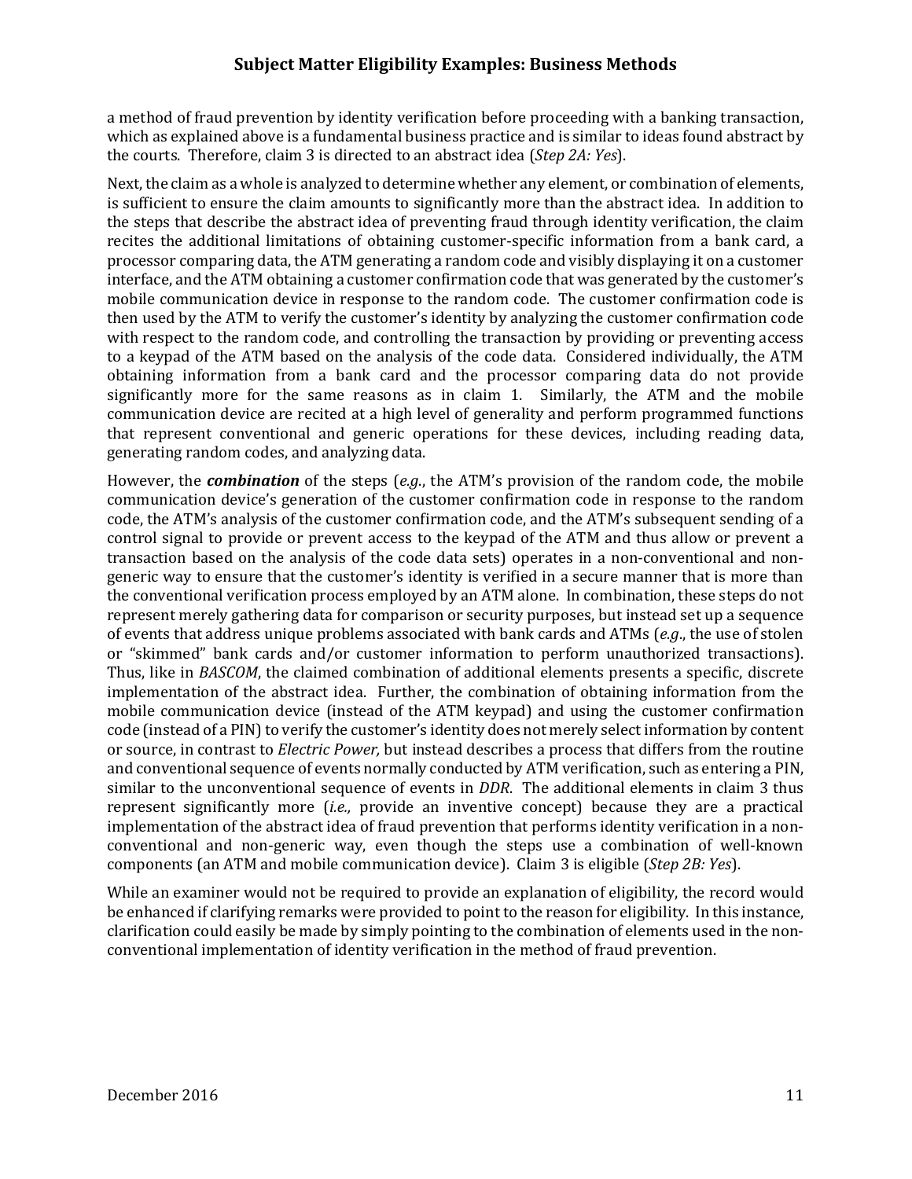a method of fraud prevention by identity verification before proceeding with a banking transaction, which as explained above is a fundamental business practice and is similar to ideas found abstract by the courts. Therefore, claim 3 is directed to an abstract idea (*Step 2A: Yes*).

Next, the claim as a whole is analyzed to determine whether any element, or combination of elements, is sufficient to ensure the claim amounts to significantly more than the abstract idea. In addition to the steps that describe the abstract idea of preventing fraud through identity verification, the claim recites the additional limitations of obtaining customer-specific information from a bank card, a processor comparing data, the ATM generating a random code and visibly displaying it on a customer interface, and the ATM obtaining a customer confirmation code that was generated by the customer's mobile communication device in response to the random code. The customer confirmation code is then used by the ATM to verify the customer's identity by analyzing the customer confirmation code with respect to the random code, and controlling the transaction by providing or preventing access to a keypad of the ATM based on the analysis of the code data. Considered individually, the ATM obtaining information from a bank card and the processor comparing data do not provide significantly more for the same reasons as in claim 1. Similarly, the ATM and the mobile communication device are recited at a high level of generality and perform programmed functions that represent conventional and generic operations for these devices, including reading data, generating random codes, and analyzing data.

However, the ***combination*** of the steps (*e.g.*, the ATM's provision of the random code, the mobile communication device's generation of the customer confirmation code in response to the random code, the ATM's analysis of the customer confirmation code, and the ATM's subsequent sending of a control signal to provide or prevent access to the keypad of the ATM and thus allow or prevent a transaction based on the analysis of the code data sets) operates in a non-conventional and non-generic way to ensure that the customer's identity is verified in a secure manner that is more than the conventional verification process employed by an ATM alone. In combination, these steps do not represent merely gathering data for comparison or security purposes, but instead set up a sequence of events that address unique problems associated with bank cards and ATMs (*e.g*., the use of stolen or "skimmed" bank cards and/or customer information to perform unauthorized transactions). Thus, like in *BASCOM*, the claimed combination of additional elements presents a specific, discrete implementation of the abstract idea. Further, the combination of obtaining information from the mobile communication device (instead of the ATM keypad) and using the customer confirmation code (instead of a PIN) to verify the customer's identity does not merely select information by content or source, in contrast to *Electric Power,* but instead describes a process that differs from the routine and conventional sequence of events normally conducted by ATM verification, such as entering a PIN, similar to the unconventional sequence of events in *DDR*. The additional elements in claim 3 thus represent significantly more (*i.e.,* provide an inventive concept) because they are a practical implementation of the abstract idea of fraud prevention that performs identity verification in a non-conventional and non-generic way, even though the steps use a combination of well-known components (an ATM and mobile communication device). Claim 3 is eligible (*Step 2B: Yes*).

While an examiner would not be required to provide an explanation of eligibility, the record would be enhanced if clarifying remarks were provided to point to the reason for eligibility. In this instance, clarification could easily be made by simply pointing to the combination of elements used in the non-conventional implementation of identity verification in the method of fraud prevention.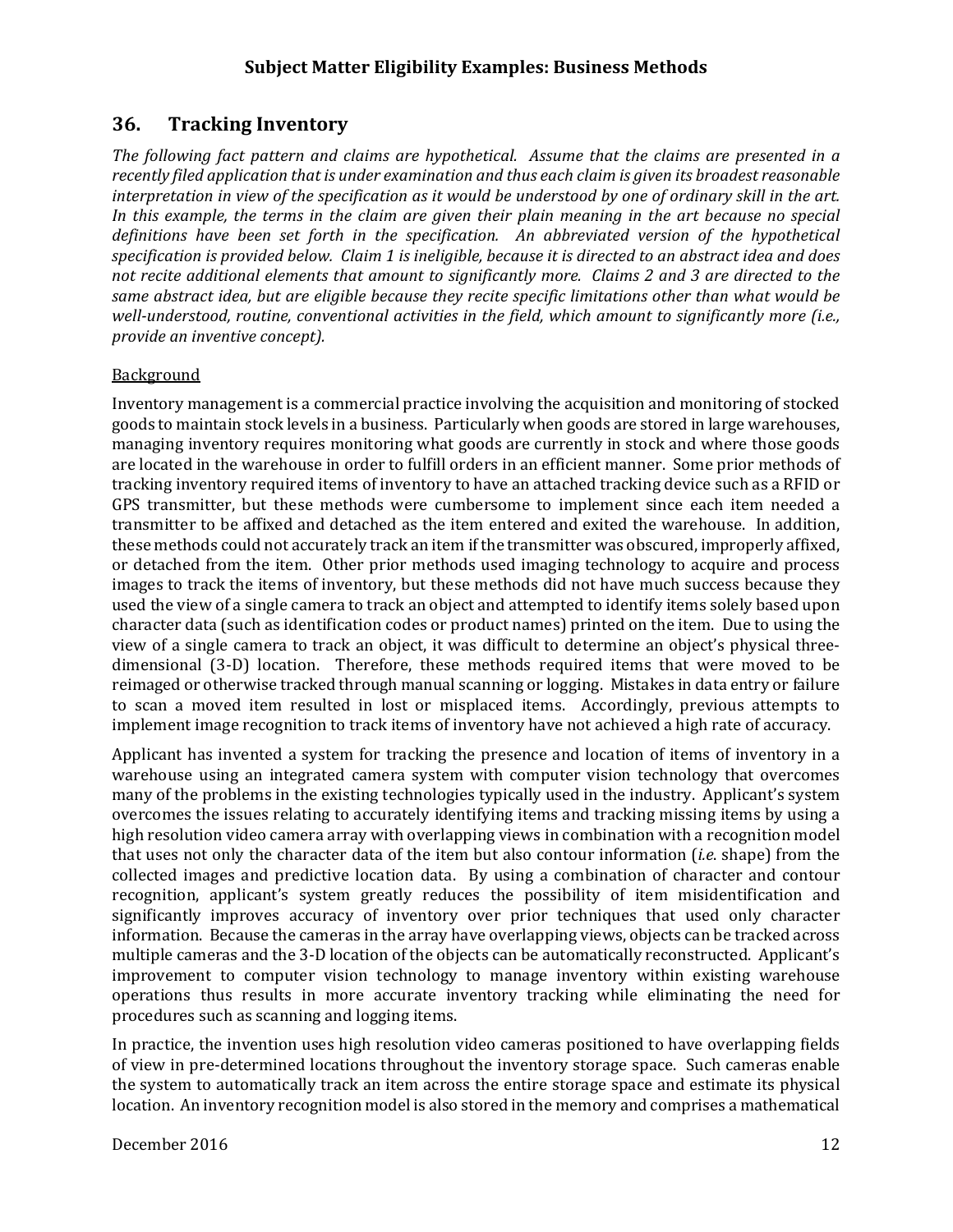## 36. Tracking Inventory

*The following fact pattern and claims are hypothetical. Assume that the claims are presented in a recently filed application that is under examination and thus each claim is given its broadest reasonable interpretation in view of the specification as it would be understood by one of ordinary skill in the art. In this example, the terms in the claim are given their plain meaning in the art because no special definitions have been set forth in the specification. An abbreviated version of the hypothetical specification is provided below. Claim 1 is ineligible, because it is directed to an abstract idea and does not recite additional elements that amount to significantly more. Claims 2 and 3 are directed to the same abstract idea, but are eligible because they recite specific limitations other than what would be well-understood, routine, conventional activities in the field, which amount to significantly more (i.e., provide an inventive concept).*

<u>Background</u>

Inventory management is a commercial practice involving the acquisition and monitoring of stocked goods to maintain stock levels in a business. Particularly when goods are stored in large warehouses, managing inventory requires monitoring what goods are currently in stock and where those goods are located in the warehouse in order to fulfill orders in an efficient manner. Some prior methods of tracking inventory required items of inventory to have an attached tracking device such as a RFID or GPS transmitter, but these methods were cumbersome to implement since each item needed a transmitter to be affixed and detached as the item entered and exited the warehouse. In addition, these methods could not accurately track an item if the transmitter was obscured, improperly affixed, or detached from the item. Other prior methods used imaging technology to acquire and process images to track the items of inventory, but these methods did not have much success because they used the view of a single camera to track an object and attempted to identify items solely based upon character data (such as identification codes or product names) printed on the item. Due to using the view of a single camera to track an object, it was difficult to determine an object's physical three-dimensional (3-D) location. Therefore, these methods required items that were moved to be reimaged or otherwise tracked through manual scanning or logging. Mistakes in data entry or failure to scan a moved item resulted in lost or misplaced items. Accordingly, previous attempts to implement image recognition to track items of inventory have not achieved a high rate of accuracy.

Applicant has invented a system for tracking the presence and location of items of inventory in a warehouse using an integrated camera system with computer vision technology that overcomes many of the problems in the existing technologies typically used in the industry. Applicant's system overcomes the issues relating to accurately identifying items and tracking missing items by using a high resolution video camera array with overlapping views in combination with a recognition model that uses not only the character data of the item but also contour information (*i.e.* shape) from the collected images and predictive location data. By using a combination of character and contour recognition, applicant's system greatly reduces the possibility of item misidentification and significantly improves accuracy of inventory over prior techniques that used only character information. Because the cameras in the array have overlapping views, objects can be tracked across multiple cameras and the 3-D location of the objects can be automatically reconstructed. Applicant's improvement to computer vision technology to manage inventory within existing warehouse operations thus results in more accurate inventory tracking while eliminating the need for procedures such as scanning and logging items.

In practice, the invention uses high resolution video cameras positioned to have overlapping fields of view in pre-determined locations throughout the inventory storage space. Such cameras enable the system to automatically track an item across the entire storage space and estimate its physical location. An inventory recognition model is also stored in the memory and comprises a mathematical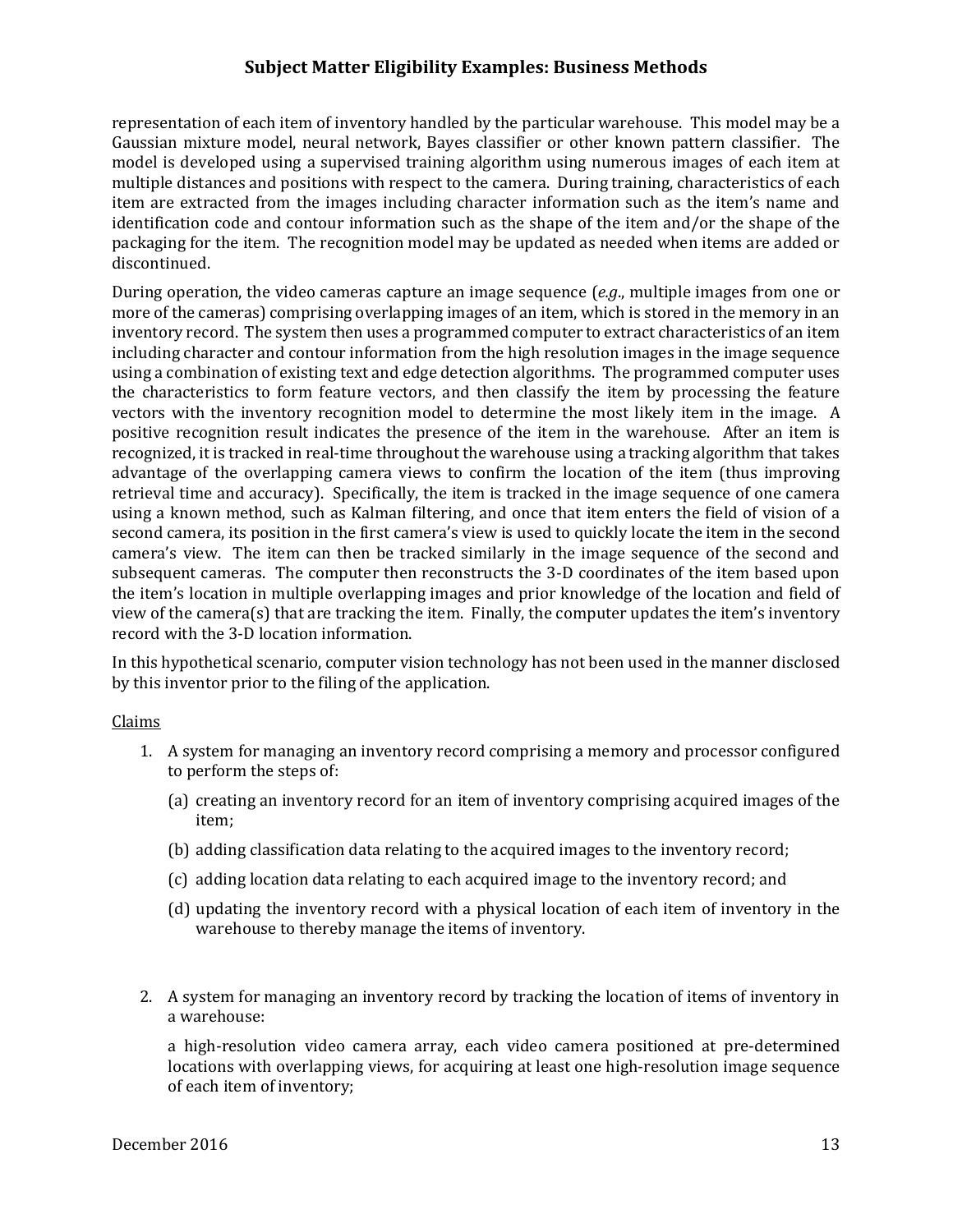representation of each item of inventory handled by the particular warehouse. This model may be a Gaussian mixture model, neural network, Bayes classifier or other known pattern classifier. The model is developed using a supervised training algorithm using numerous images of each item at multiple distances and positions with respect to the camera. During training, characteristics of each item are extracted from the images including character information such as the item's name and identification code and contour information such as the shape of the item and/or the shape of the packaging for the item. The recognition model may be updated as needed when items are added or discontinued.

During operation, the video cameras capture an image sequence (*e.g.*, multiple images from one or more of the cameras) comprising overlapping images of an item, which is stored in the memory in an inventory record. The system then uses a programmed computer to extract characteristics of an item including character and contour information from the high resolution images in the image sequence using a combination of existing text and edge detection algorithms. The programmed computer uses the characteristics to form feature vectors, and then classify the item by processing the feature vectors with the inventory recognition model to determine the most likely item in the image. A positive recognition result indicates the presence of the item in the warehouse. After an item is recognized, it is tracked in real-time throughout the warehouse using a tracking algorithm that takes advantage of the overlapping camera views to confirm the location of the item (thus improving retrieval time and accuracy). Specifically, the item is tracked in the image sequence of one camera using a known method, such as Kalman filtering, and once that item enters the field of vision of a second camera, its position in the first camera's view is used to quickly locate the item in the second camera's view. The item can then be tracked similarly in the image sequence of the second and subsequent cameras. The computer then reconstructs the 3-D coordinates of the item based upon the item's location in multiple overlapping images and prior knowledge of the location and field of view of the camera(s) that are tracking the item. Finally, the computer updates the item's inventory record with the 3-D location information.

In this hypothetical scenario, computer vision technology has not been used in the manner disclosed by this inventor prior to the filing of the application.

Claims

1. A system for managing an inventory record comprising a memory and processor configured to perform the steps of:

   (a) creating an inventory record for an item of inventory comprising acquired images of the item;

   (b) adding classification data relating to the acquired images to the inventory record;

   (c) adding location data relating to each acquired image to the inventory record; and

   (d) updating the inventory record with a physical location of each item of inventory in the warehouse to thereby manage the items of inventory.

2. A system for managing an inventory record by tracking the location of items of inventory in a warehouse:

   a high-resolution video camera array, each video camera positioned at pre-determined locations with overlapping views, for acquiring at least one high-resolution image sequence of each item of inventory;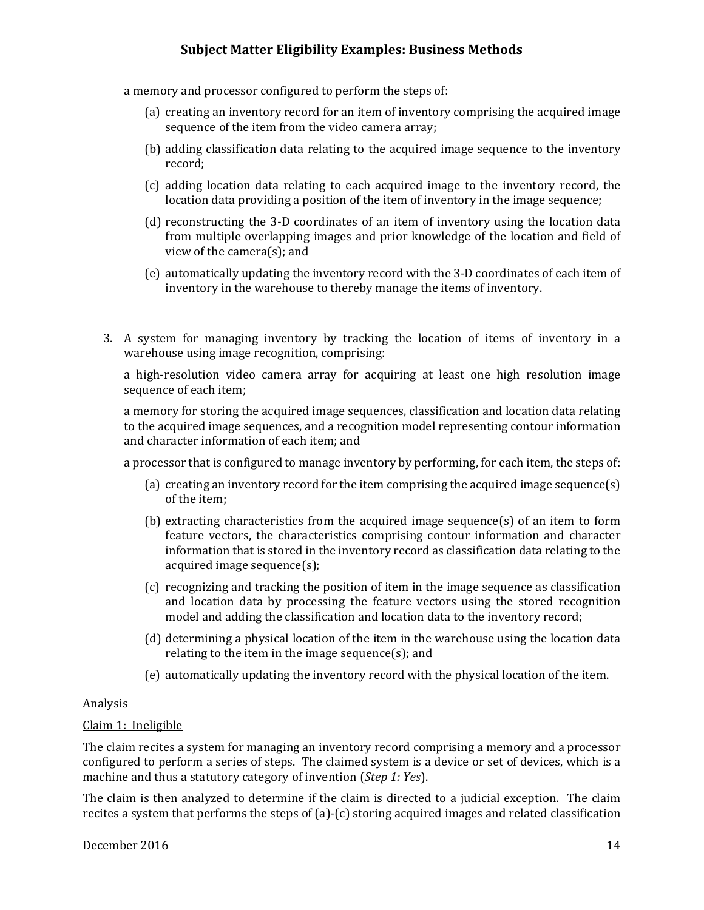a memory and processor configured to perform the steps of:

(a) creating an inventory record for an item of inventory comprising the acquired image sequence of the item from the video camera array;

(b) adding classification data relating to the acquired image sequence to the inventory record;

(c) adding location data relating to each acquired image to the inventory record, the location data providing a position of the item of inventory in the image sequence;

(d) reconstructing the 3-D coordinates of an item of inventory using the location data from multiple overlapping images and prior knowledge of the location and field of view of the camera(s); and

(e) automatically updating the inventory record with the 3-D coordinates of each item of inventory in the warehouse to thereby manage the items of inventory.

3. A system for managing inventory by tracking the location of items of inventory in a warehouse using image recognition, comprising:

   a high-resolution video camera array for acquiring at least one high resolution image sequence of each item;

   a memory for storing the acquired image sequences, classification and location data relating to the acquired image sequences, and a recognition model representing contour information and character information of each item; and

   a processor that is configured to manage inventory by performing, for each item, the steps of:

   (a) creating an inventory record for the item comprising the acquired image sequence(s) of the item;

   (b) extracting characteristics from the acquired image sequence(s) of an item to form feature vectors, the characteristics comprising contour information and character information that is stored in the inventory record as classification data relating to the acquired image sequence(s);

   (c) recognizing and tracking the position of item in the image sequence as classification and location data by processing the feature vectors using the stored recognition model and adding the classification and location data to the inventory record;

   (d) determining a physical location of the item in the warehouse using the location data relating to the item in the image sequence(s); and

   (e) automatically updating the inventory record with the physical location of the item.

Analysis

Claim 1: Ineligible

The claim recites a system for managing an inventory record comprising a memory and a processor configured to perform a series of steps. The claimed system is a device or set of devices, which is a machine and thus a statutory category of invention (*Step 1: Yes*).

The claim is then analyzed to determine if the claim is directed to a judicial exception. The claim recites a system that performs the steps of (a)-(c) storing acquired images and related classification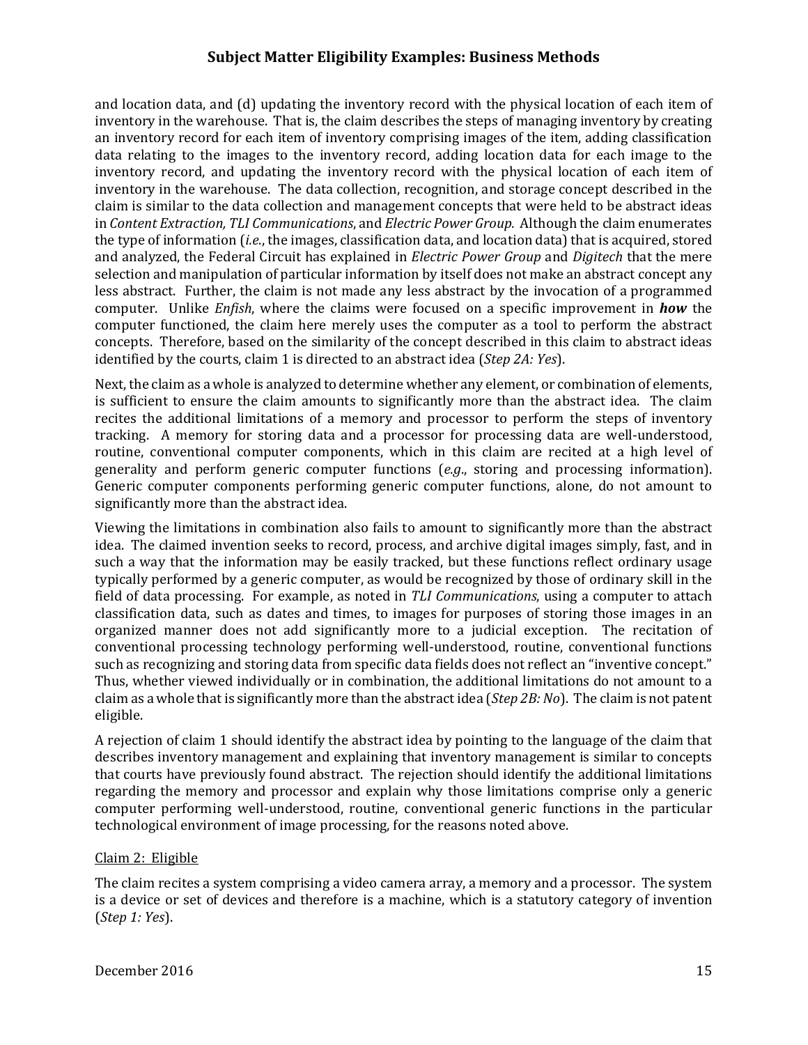and location data, and (d) updating the inventory record with the physical location of each item of inventory in the warehouse. That is, the claim describes the steps of managing inventory by creating an inventory record for each item of inventory comprising images of the item, adding classification data relating to the images to the inventory record, adding location data for each image to the inventory record, and updating the inventory record with the physical location of each item of inventory in the warehouse. The data collection, recognition, and storage concept described in the claim is similar to the data collection and management concepts that were held to be abstract ideas in *Content Extraction, TLI Communications*, and *Electric Power Group.* Although the claim enumerates the type of information (*i.e.*, the images, classification data, and location data) that is acquired, stored and analyzed, the Federal Circuit has explained in *Electric Power Group* and *Digitech* that the mere selection and manipulation of particular information by itself does not make an abstract concept any less abstract. Further, the claim is not made any less abstract by the invocation of a programmed computer. Unlike *Enfish*, where the claims were focused on a specific improvement in ***how*** the computer functioned, the claim here merely uses the computer as a tool to perform the abstract concepts. Therefore, based on the similarity of the concept described in this claim to abstract ideas identified by the courts, claim 1 is directed to an abstract idea (*Step 2A: Yes*).

Next, the claim as a whole is analyzed to determine whether any element, or combination of elements, is sufficient to ensure the claim amounts to significantly more than the abstract idea. The claim recites the additional limitations of a memory and processor to perform the steps of inventory tracking. A memory for storing data and a processor for processing data are well-understood, routine, conventional computer components, which in this claim are recited at a high level of generality and perform generic computer functions (*e.g.*, storing and processing information). Generic computer components performing generic computer functions, alone, do not amount to significantly more than the abstract idea.

Viewing the limitations in combination also fails to amount to significantly more than the abstract idea. The claimed invention seeks to record, process, and archive digital images simply, fast, and in such a way that the information may be easily tracked, but these functions reflect ordinary usage typically performed by a generic computer, as would be recognized by those of ordinary skill in the field of data processing. For example, as noted in *TLI Communications*, using a computer to attach classification data, such as dates and times, to images for purposes of storing those images in an organized manner does not add significantly more to a judicial exception. The recitation of conventional processing technology performing well-understood, routine, conventional functions such as recognizing and storing data from specific data fields does not reflect an "inventive concept." Thus, whether viewed individually or in combination, the additional limitations do not amount to a claim as a whole that is significantly more than the abstract idea (*Step 2B: No*). The claim is not patent eligible.

A rejection of claim 1 should identify the abstract idea by pointing to the language of the claim that describes inventory management and explaining that inventory management is similar to concepts that courts have previously found abstract. The rejection should identify the additional limitations regarding the memory and processor and explain why those limitations comprise only a generic computer performing well-understood, routine, conventional generic functions in the particular technological environment of image processing, for the reasons noted above.

<u>Claim 2: Eligible</u>

The claim recites a system comprising a video camera array, a memory and a processor. The system is a device or set of devices and therefore is a machine, which is a statutory category of invention (*Step 1: Yes*).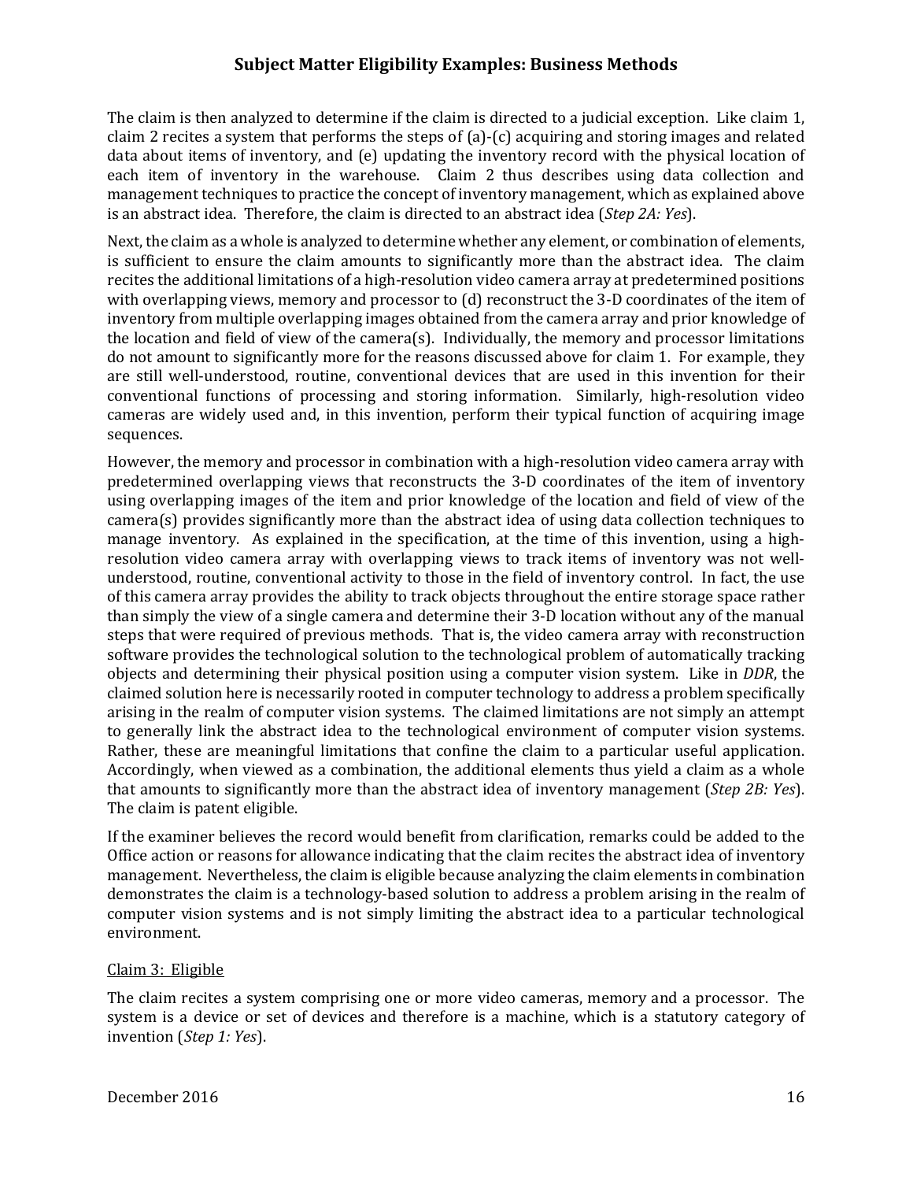The claim is then analyzed to determine if the claim is directed to a judicial exception. Like claim 1, claim 2 recites a system that performs the steps of (a)-(c) acquiring and storing images and related data about items of inventory, and (e) updating the inventory record with the physical location of each item of inventory in the warehouse. Claim 2 thus describes using data collection and management techniques to practice the concept of inventory management, which as explained above is an abstract idea. Therefore, the claim is directed to an abstract idea (*Step 2A: Yes*).

Next, the claim as a whole is analyzed to determine whether any element, or combination of elements, is sufficient to ensure the claim amounts to significantly more than the abstract idea. The claim recites the additional limitations of a high-resolution video camera array at predetermined positions with overlapping views, memory and processor to (d) reconstruct the 3-D coordinates of the item of inventory from multiple overlapping images obtained from the camera array and prior knowledge of the location and field of view of the camera(s). Individually, the memory and processor limitations do not amount to significantly more for the reasons discussed above for claim 1. For example, they are still well-understood, routine, conventional devices that are used in this invention for their conventional functions of processing and storing information. Similarly, high-resolution video cameras are widely used and, in this invention, perform their typical function of acquiring image sequences.

However, the memory and processor in combination with a high-resolution video camera array with predetermined overlapping views that reconstructs the 3-D coordinates of the item of inventory using overlapping images of the item and prior knowledge of the location and field of view of the camera(s) provides significantly more than the abstract idea of using data collection techniques to manage inventory. As explained in the specification, at the time of this invention, using a high-resolution video camera array with overlapping views to track items of inventory was not well-understood, routine, conventional activity to those in the field of inventory control. In fact, the use of this camera array provides the ability to track objects throughout the entire storage space rather than simply the view of a single camera and determine their 3-D location without any of the manual steps that were required of previous methods. That is, the video camera array with reconstruction software provides the technological solution to the technological problem of automatically tracking objects and determining their physical position using a computer vision system. Like in *DDR*, the claimed solution here is necessarily rooted in computer technology to address a problem specifically arising in the realm of computer vision systems. The claimed limitations are not simply an attempt to generally link the abstract idea to the technological environment of computer vision systems. Rather, these are meaningful limitations that confine the claim to a particular useful application. Accordingly, when viewed as a combination, the additional elements thus yield a claim as a whole that amounts to significantly more than the abstract idea of inventory management (*Step 2B: Yes*). The claim is patent eligible.

If the examiner believes the record would benefit from clarification, remarks could be added to the Office action or reasons for allowance indicating that the claim recites the abstract idea of inventory management. Nevertheless, the claim is eligible because analyzing the claim elements in combination demonstrates the claim is a technology-based solution to address a problem arising in the realm of computer vision systems and is not simply limiting the abstract idea to a particular technological environment.

<u>Claim 3: Eligible</u>

The claim recites a system comprising one or more video cameras, memory and a processor. The system is a device or set of devices and therefore is a machine, which is a statutory category of invention (*Step 1: Yes*).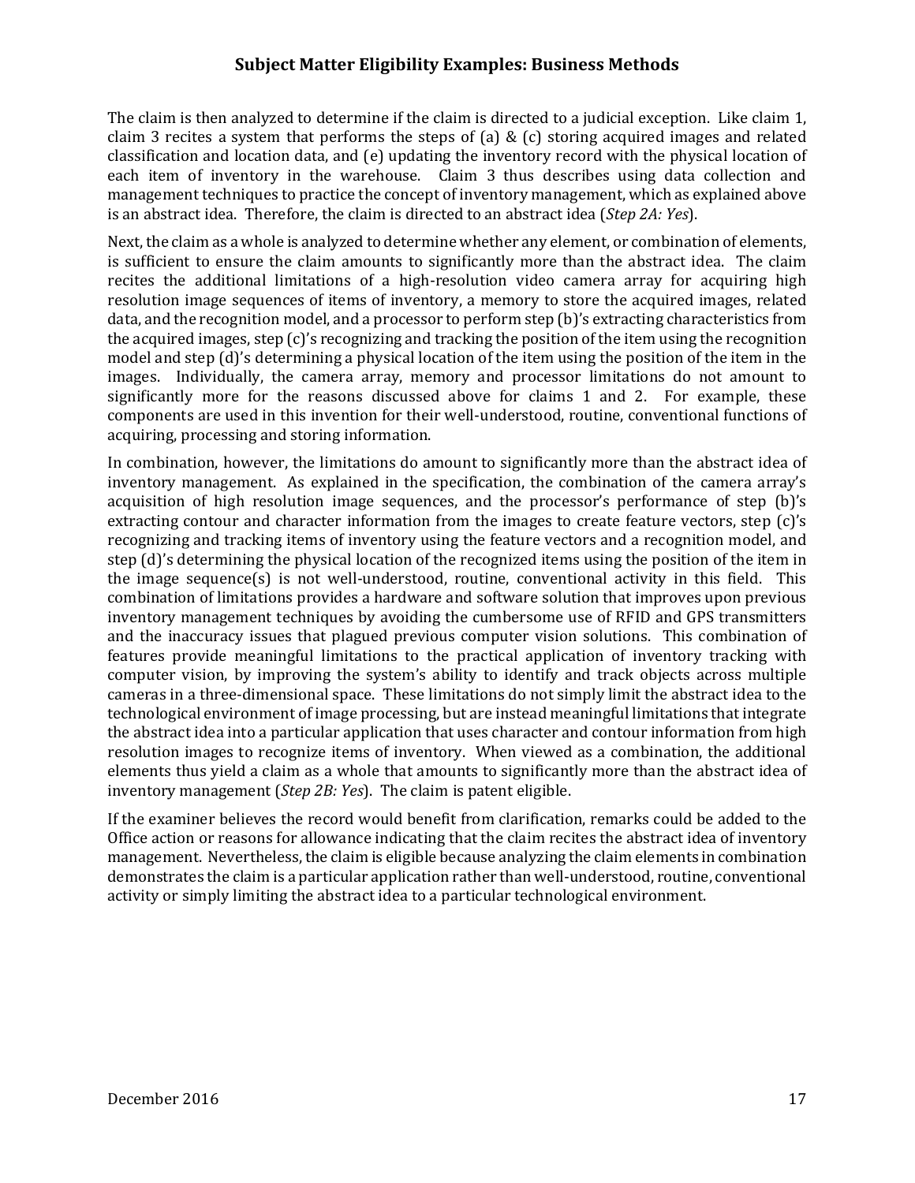The claim is then analyzed to determine if the claim is directed to a judicial exception. Like claim 1, claim 3 recites a system that performs the steps of (a) & (c) storing acquired images and related classification and location data, and (e) updating the inventory record with the physical location of each item of inventory in the warehouse. Claim 3 thus describes using data collection and management techniques to practice the concept of inventory management, which as explained above is an abstract idea. Therefore, the claim is directed to an abstract idea (*Step 2A: Yes*).

Next, the claim as a whole is analyzed to determine whether any element, or combination of elements, is sufficient to ensure the claim amounts to significantly more than the abstract idea. The claim recites the additional limitations of a high-resolution video camera array for acquiring high resolution image sequences of items of inventory, a memory to store the acquired images, related data, and the recognition model, and a processor to perform step (b)'s extracting characteristics from the acquired images, step (c)'s recognizing and tracking the position of the item using the recognition model and step (d)'s determining a physical location of the item using the position of the item in the images. Individually, the camera array, memory and processor limitations do not amount to significantly more for the reasons discussed above for claims 1 and 2. For example, these components are used in this invention for their well-understood, routine, conventional functions of acquiring, processing and storing information.

In combination, however, the limitations do amount to significantly more than the abstract idea of inventory management. As explained in the specification, the combination of the camera array's acquisition of high resolution image sequences, and the processor's performance of step (b)'s extracting contour and character information from the images to create feature vectors, step (c)'s recognizing and tracking items of inventory using the feature vectors and a recognition model, and step (d)'s determining the physical location of the recognized items using the position of the item in the image sequence(s) is not well-understood, routine, conventional activity in this field. This combination of limitations provides a hardware and software solution that improves upon previous inventory management techniques by avoiding the cumbersome use of RFID and GPS transmitters and the inaccuracy issues that plagued previous computer vision solutions. This combination of features provide meaningful limitations to the practical application of inventory tracking with computer vision, by improving the system's ability to identify and track objects across multiple cameras in a three-dimensional space. These limitations do not simply limit the abstract idea to the technological environment of image processing, but are instead meaningful limitations that integrate the abstract idea into a particular application that uses character and contour information from high resolution images to recognize items of inventory. When viewed as a combination, the additional elements thus yield a claim as a whole that amounts to significantly more than the abstract idea of inventory management (*Step 2B: Yes*). The claim is patent eligible.

If the examiner believes the record would benefit from clarification, remarks could be added to the Office action or reasons for allowance indicating that the claim recites the abstract idea of inventory management. Nevertheless, the claim is eligible because analyzing the claim elements in combination demonstrates the claim is a particular application rather than well-understood, routine, conventional activity or simply limiting the abstract idea to a particular technological environment.